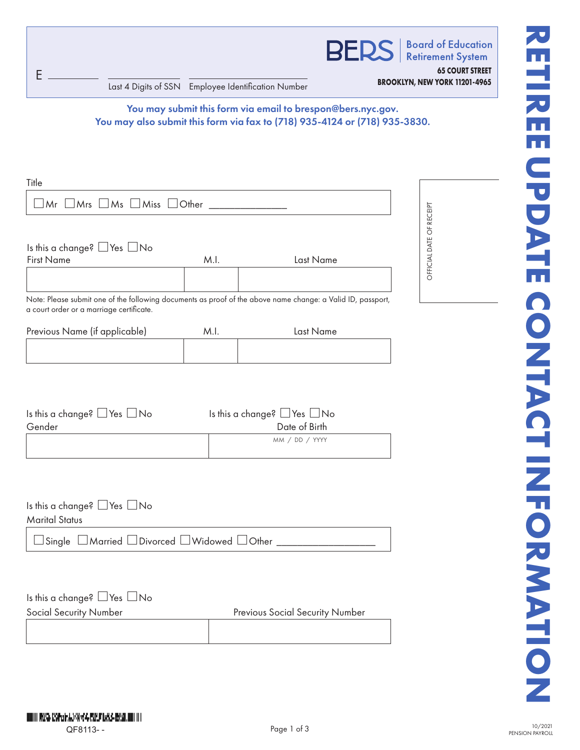# RETIREE UPDATE CONTACT INFORMATION

**BERS** Board of Education Retirement System
**65 COURT STREET**
**BROOKLYN, NEW YORK 11201-4965**

E __________ &nbsp;&nbsp; __________ Last 4 Digits of SSN &nbsp;&nbsp; __________ Employee Identification Number

**You may submit this form via email to brespon@bers.nyc.gov.**
**You may also submit this form via fax to (718) 935-4124 or (718) 935-3830.**

OFFICIAL DATE OF RECEIPT

Title

☐ Mr ☐ Mrs ☐ Ms ☐ Miss ☐ Other ______________

Is this a change? ☐ Yes ☐ No

| First Name | M.I. | Last Name |
|---|---|---|
| | | |

Note: Please submit one of the following documents as proof of the above name change: a Valid ID, passport, a court order or a marriage certificate.

| Previous Name (if applicable) | M.I. | Last Name |
|---|---|---|
| | | |

| Is this a change? ☐ Yes ☐ No<br>Gender | Is this a change? ☐ Yes ☐ No<br>Date of Birth |
|---|---|
| | MM / DD / YYYY |

Is this a change? ☐ Yes ☐ No

Marital Status

☐ Single ☐ Married ☐ Divorced ☐ Widowed ☐ Other __________________

Is this a change? ☐ Yes ☐ No

| Social Security Number | Previous Social Security Number |
|---|---|
| | |

QF8113- -

10/2021
PENSION PAYROLL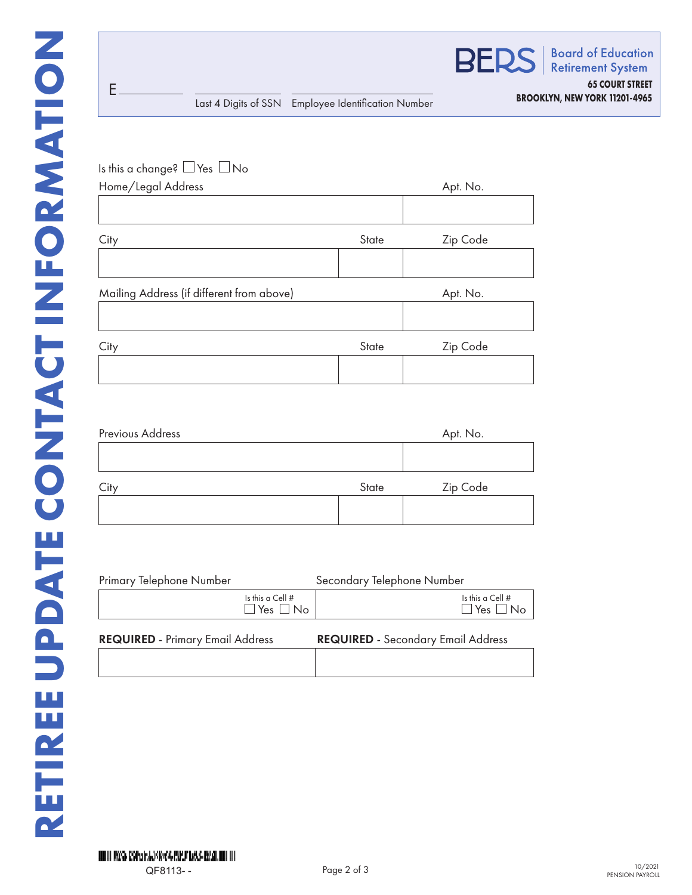# RETIREE UPDATE CONTACT INFORMATION

E\_\_\_\_\_\_\_\_\_ \_\_\_\_\_\_\_\_\_ \_\_\_\_\_\_\_\_\_\_\_\_\_\_\_\_\_\_

Last 4 Digits of SSN | Employee Identification Number

**BERS** Board of Education Retirement System
**65 COURT STREET**
**BROOKLYN, NEW YORK 11201-4965**

Is this a change? ☐ Yes ☐ No

| Home/Legal Address | | Apt. No. |
|---|---|---|
| | | |
| **City** | **State** | **Zip Code** |
| | | |

| Mailing Address (if different from above) | | Apt. No. |
|---|---|---|
| | | |
| **City** | **State** | **Zip Code** |
| | | |

| Previous Address | | Apt. No. |
|---|---|---|
| | | |
| **City** | **State** | **Zip Code** |
| | | |

| Primary Telephone Number | Secondary Telephone Number |
|---|---|
| Is this a Cell # ☐ Yes ☐ No | Is this a Cell # ☐ Yes ☐ No |

| **REQUIRED** - Primary Email Address | **REQUIRED** - Secondary Email Address |
|---|---|
| | |

QF8113- -

10/2021
PENSION PAYROLL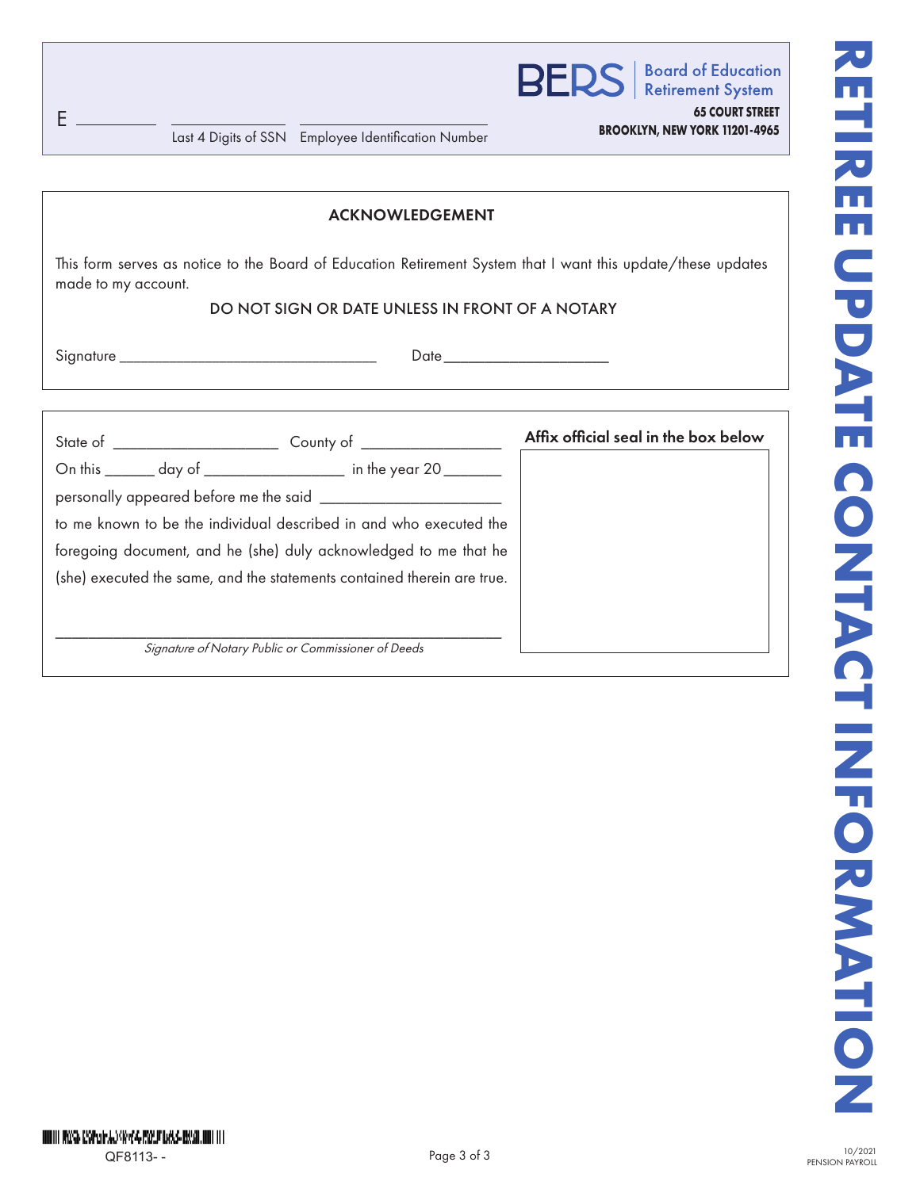E ________ ________________ ________________________

Last 4 Digits of SSN Employee Identification Number

**BERS** Board of Education Retirement System

**65 COURT STREET**
**BROOKLYN, NEW YORK 11201-4965**

## ACKNOWLEDGEMENT

This form serves as notice to the Board of Education Retirement System that I want this update/these updates made to my account.

DO NOT SIGN OR DATE UNLESS IN FRONT OF A NOTARY

Signature ________________________________ Date____________________

State of ____________________ County of ________________

On this ______ day of _________________ in the year 20_______

personally appeared before me the said ______________________

to me known to be the individual described in and who executed the foregoing document, and he (she) duly acknowledged to me that he (she) executed the same, and the statements contained therein are true.

________________________________________________________

*Signature of Notary Public or Commissioner of Deeds*

**Affix official seal in the box below**

# RETIREE UPDATE CONTACT INFORMATION

QF8113- -

10/2021
PENSION PAYROLL